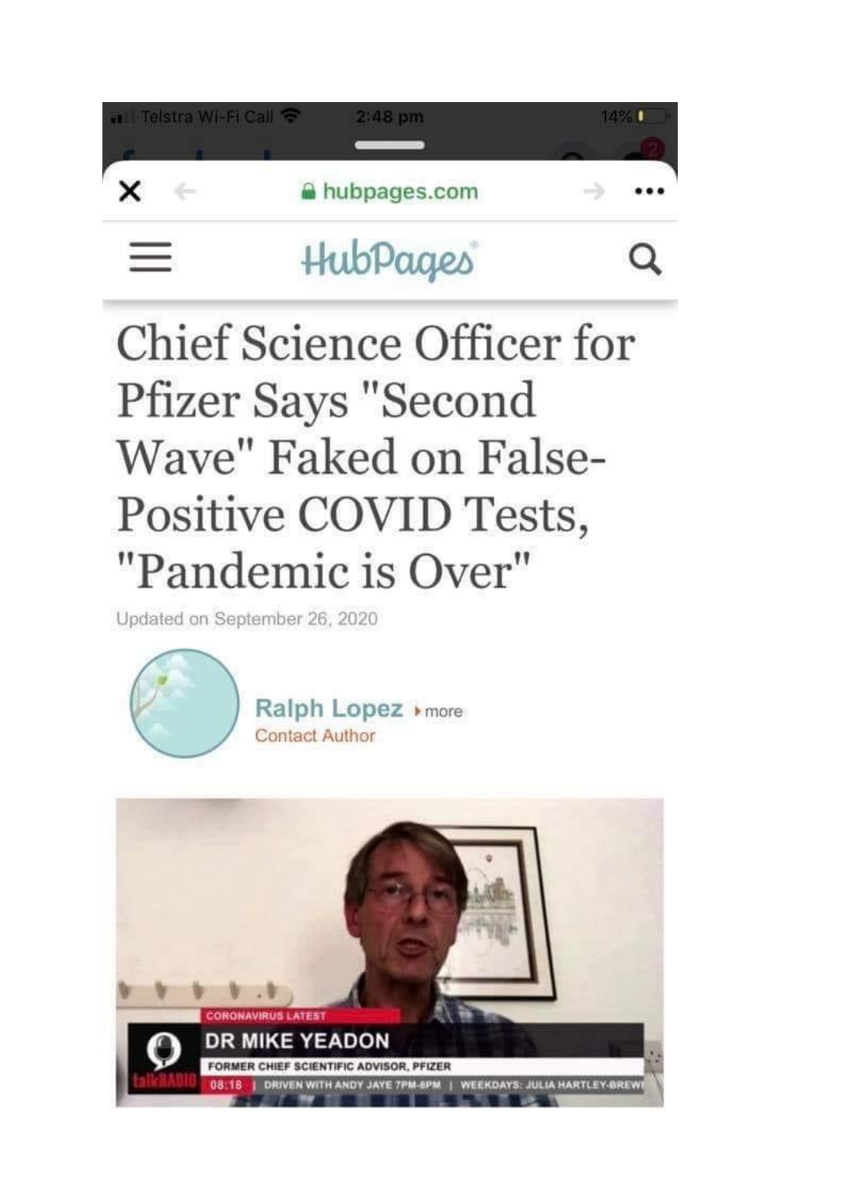Telstra Wi-Fi Call 2:48 pm 14%

hubpages.com

HubPages

# Chief Science Officer for Pfizer Says "Second Wave" Faked on False-Positive COVID Tests, "Pandemic is Over"

Updated on September 26, 2020

**Ralph Lopez** ▸more

Contact Author

CORONAVIRUS LATEST

**DR MIKE YEADON**

FORMER CHIEF SCIENTIFIC ADVISOR, PFIZER

talkRADIO 08:18 | DRIVEN WITH ANDY JAYE 7PM-8PM | WEEKDAYS: JULIA HARTLEY-BREWI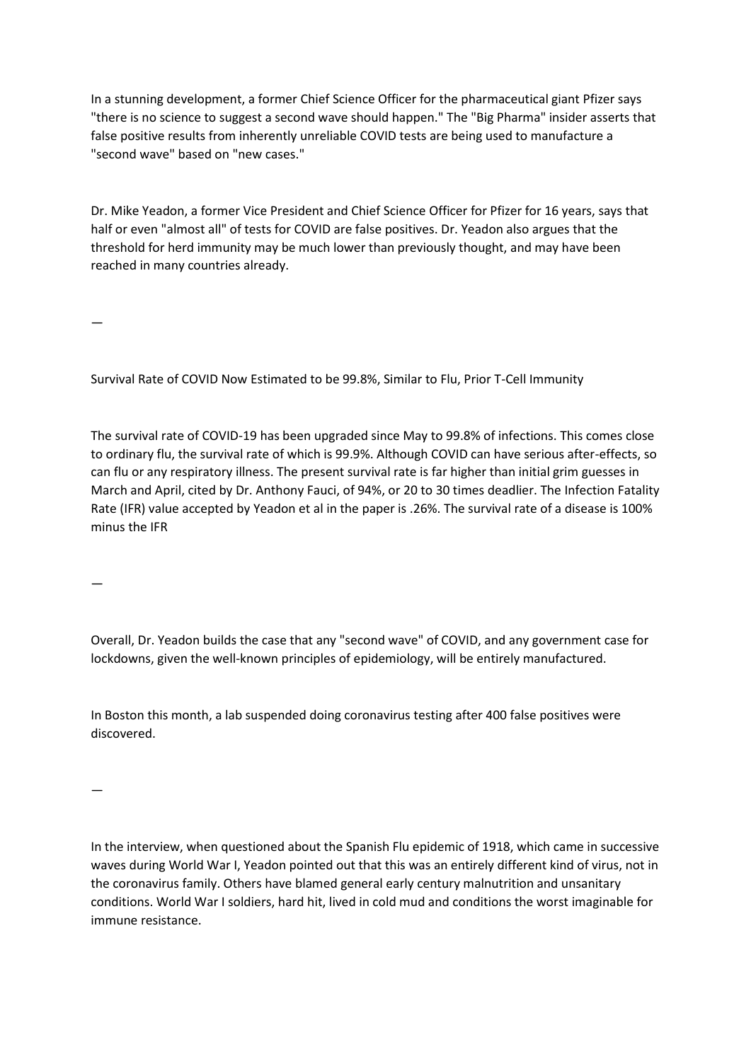In a stunning development, a former Chief Science Officer for the pharmaceutical giant Pfizer says "there is no science to suggest a second wave should happen." The "Big Pharma" insider asserts that false positive results from inherently unreliable COVID tests are being used to manufacture a "second wave" based on "new cases."

Dr. Mike Yeadon, a former Vice President and Chief Science Officer for Pfizer for 16 years, says that half or even "almost all" of tests for COVID are false positives. Dr. Yeadon also argues that the threshold for herd immunity may be much lower than previously thought, and may have been reached in many countries already.

—

Survival Rate of COVID Now Estimated to be 99.8%, Similar to Flu, Prior T-Cell Immunity

The survival rate of COVID-19 has been upgraded since May to 99.8% of infections. This comes close to ordinary flu, the survival rate of which is 99.9%. Although COVID can have serious after-effects, so can flu or any respiratory illness. The present survival rate is far higher than initial grim guesses in March and April, cited by Dr. Anthony Fauci, of 94%, or 20 to 30 times deadlier. The Infection Fatality Rate (IFR) value accepted by Yeadon et al in the paper is .26%. The survival rate of a disease is 100% minus the IFR

—

Overall, Dr. Yeadon builds the case that any "second wave" of COVID, and any government case for lockdowns, given the well-known principles of epidemiology, will be entirely manufactured.

In Boston this month, a lab suspended doing coronavirus testing after 400 false positives were discovered.

—

In the interview, when questioned about the Spanish Flu epidemic of 1918, which came in successive waves during World War I, Yeadon pointed out that this was an entirely different kind of virus, not in the coronavirus family. Others have blamed general early century malnutrition and unsanitary conditions. World War I soldiers, hard hit, lived in cold mud and conditions the worst imaginable for immune resistance.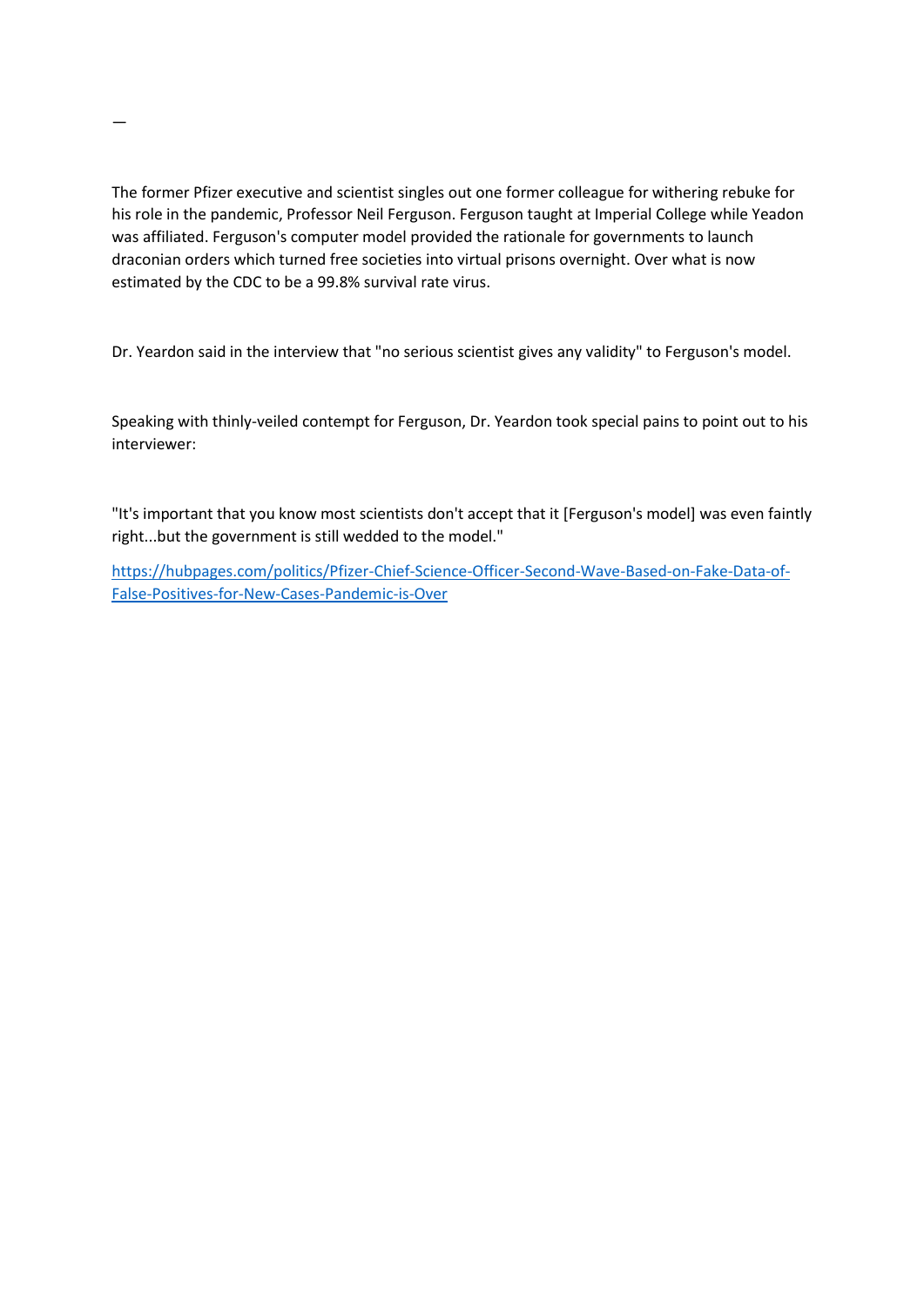—

The former Pfizer executive and scientist singles out one former colleague for withering rebuke for his role in the pandemic, Professor Neil Ferguson. Ferguson taught at Imperial College while Yeadon was affiliated. Ferguson's computer model provided the rationale for governments to launch draconian orders which turned free societies into virtual prisons overnight. Over what is now estimated by the CDC to be a 99.8% survival rate virus.

Dr. Yeardon said in the interview that "no serious scientist gives any validity" to Ferguson's model.

Speaking with thinly-veiled contempt for Ferguson, Dr. Yeardon took special pains to point out to his interviewer:

"It's important that you know most scientists don't accept that it [Ferguson's model] was even faintly right...but the government is still wedded to the model."

[https://hubpages.com/politics/Pfizer-Chief-Science-Officer-Second-Wave-Based-on-Fake-Data-of-False-Positives-for-New-Cases-Pandemic-is-Over](https://hubpages.com/politics/Pfizer-Chief-Science-Officer-Second-Wave-Based-on-Fake-Data-of-False-Positives-for-New-Cases-Pandemic-is-Over)